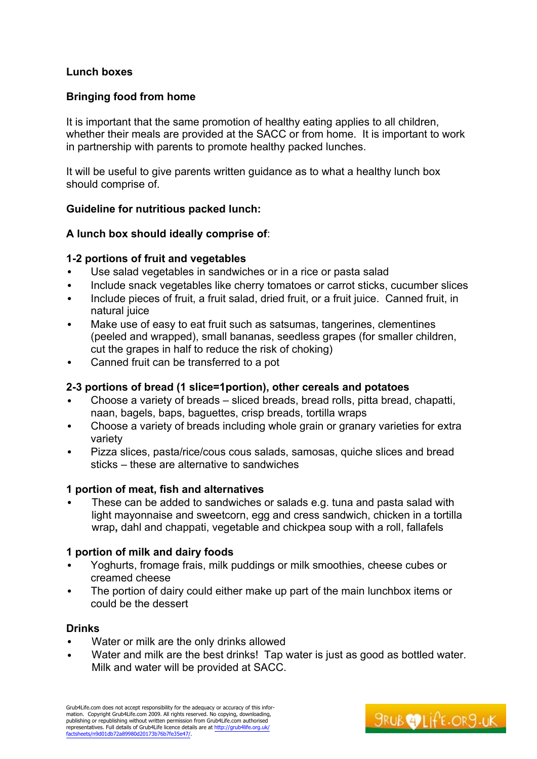**Lunch boxes**

**Bringing food from home**

It is important that the same promotion of healthy eating applies to all children, whether their meals are provided at the SACC or from home. It is important to work in partnership with parents to promote healthy packed lunches.

It will be useful to give parents written guidance as to what a healthy lunch box should comprise of.

**Guideline for nutritious packed lunch:**

**A lunch box should ideally comprise of**:

**1-2 portions of fruit and vegetables**

- Use salad vegetables in sandwiches or in a rice or pasta salad
- Include snack vegetables like cherry tomatoes or carrot sticks, cucumber slices
- Include pieces of fruit, a fruit salad, dried fruit, or a fruit juice. Canned fruit, in natural juice
- Make use of easy to eat fruit such as satsumas, tangerines, clementines (peeled and wrapped), small bananas, seedless grapes (for smaller children, cut the grapes in half to reduce the risk of choking)
- Canned fruit can be transferred to a pot

**2-3 portions of bread (1 slice=1portion), other cereals and potatoes**

- Choose a variety of breads – sliced breads, bread rolls, pitta bread, chapatti, naan, bagels, baps, baguettes, crisp breads, tortilla wraps
- Choose a variety of breads including whole grain or granary varieties for extra variety
- Pizza slices, pasta/rice/cous cous salads, samosas, quiche slices and bread sticks – these are alternative to sandwiches

**1 portion of meat, fish and alternatives**

- These can be added to sandwiches or salads e.g. tuna and pasta salad with light mayonnaise and sweetcorn, egg and cress sandwich, chicken in a tortilla wrap**,** dahl and chappati, vegetable and chickpea soup with a roll, fallafels

**1 portion of milk and dairy foods**

- Yoghurts, fromage frais, milk puddings or milk smoothies, cheese cubes or creamed cheese
- The portion of dairy could either make up part of the main lunchbox items or could be the dessert

**Drinks**

- Water or milk are the only drinks allowed
- Water and milk are the best drinks! Tap water is just as good as bottled water. Milk and water will be provided at SACC.

Grub4Life.com does not accept responsibility for the adequacy or accuracy of this information. Copyright Grub4Life.com 2009. All rights reserved. No copying, downloading, publishing or republishing without written permission from Grub4Life.com authorised representatives. Full details of Grub4Life licence details are at http://grub4life.org.uk/factsheets/n9d01db72a89980d20173b76b7fe35e47/.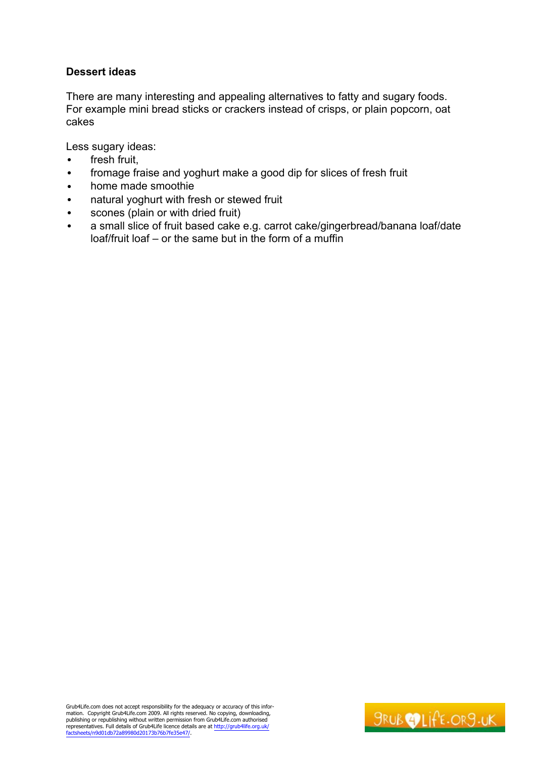**Dessert ideas**

There are many interesting and appealing alternatives to fatty and sugary foods. For example mini bread sticks or crackers instead of crisps, or plain popcorn, oat cakes

Less sugary ideas:

- fresh fruit,
- fromage fraise and yoghurt make a good dip for slices of fresh fruit
- home made smoothie
- natural yoghurt with fresh or stewed fruit
- scones (plain or with dried fruit)
- a small slice of fruit based cake e.g. carrot cake/gingerbread/banana loaf/date loaf/fruit loaf – or the same but in the form of a muffin